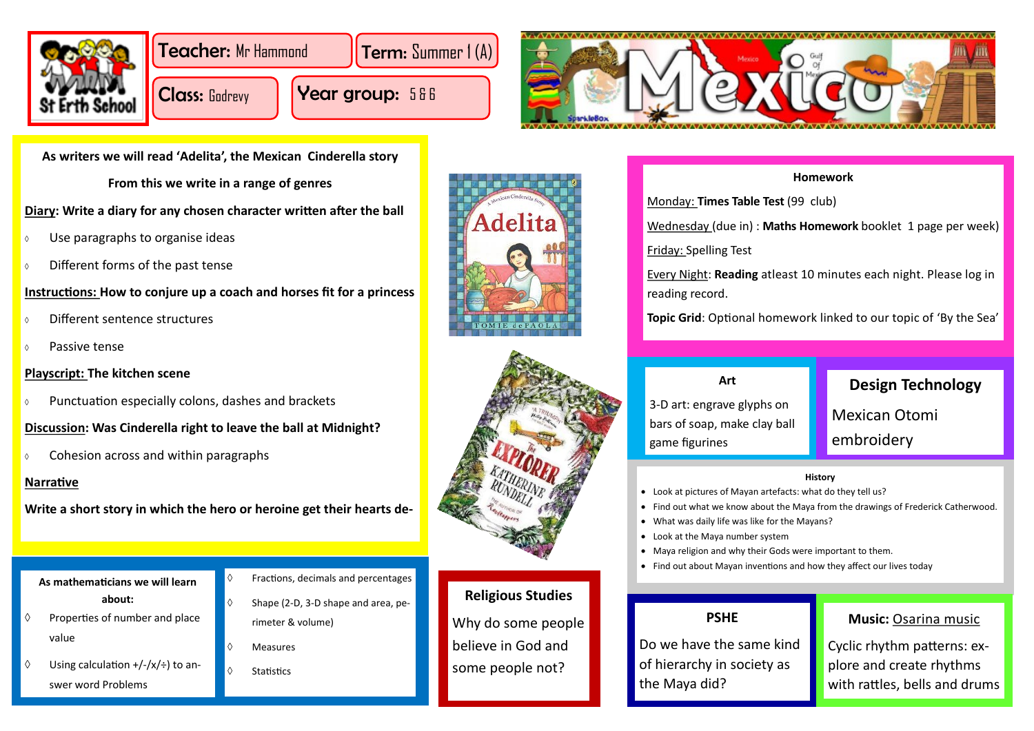St Erth School

**Teacher:** Mr Hammond

**Term:** Summer 1 (A)

**Class:** Godrevy

**Year group:** 5 & 6

# Mexico

**As writers we will read 'Adelita', the Mexican Cinderella story**

**From this we write in a range of genres**

**Diary: Write a diary for any chosen character written after the ball**

- Use paragraphs to organise ideas
- Different forms of the past tense

**Instructions: How to conjure up a coach and horses fit for a princess**

- Different sentence structures
- Passive tense

**Playscript: The kitchen scene**

- Punctuation especially colons, dashes and brackets

**Discussion: Was Cinderella right to leave the ball at Midnight?**

- Cohesion across and within paragraphs

**Narrative**

**Write a short story in which the hero or heroine get their hearts de-**

**As mathematicians we will learn about:**

- Properties of number and place value
- Using calculation +/-/x/÷) to answer word Problems
- Fractions, decimals and percentages
- Shape (2-D, 3-D shape and area, perimeter & volume)
- Measures
- Statistics

## Homework

Monday: **Times Table Test** (99 club)

Wednesday (due in) : **Maths Homework** booklet 1 page per week)

Friday: Spelling Test

Every Night: **Reading** atleast 10 minutes each night. Please log in reading record.

**Topic Grid**: Optional homework linked to our topic of 'By the Sea'

## Art

3-D art: engrave glyphs on bars of soap, make clay ball game figurines

## Design Technology

Mexican Otomi embroidery

## History

- Look at pictures of Mayan artefacts: what do they tell us?
- Find out what we know about the Maya from the drawings of Frederick Catherwood.
- What was daily life was like for the Mayans?
- Look at the Maya number system
- Maya religion and why their Gods were important to them.
- Find out about Mayan inventions and how they affect our lives today

## Religious Studies

Why do some people believe in God and some people not?

## PSHE

Do we have the same kind of hierarchy in society as the Maya did?

## Music: Osarina music

Cyclic rhythm patterns: explore and create rhythms with rattles, bells and drums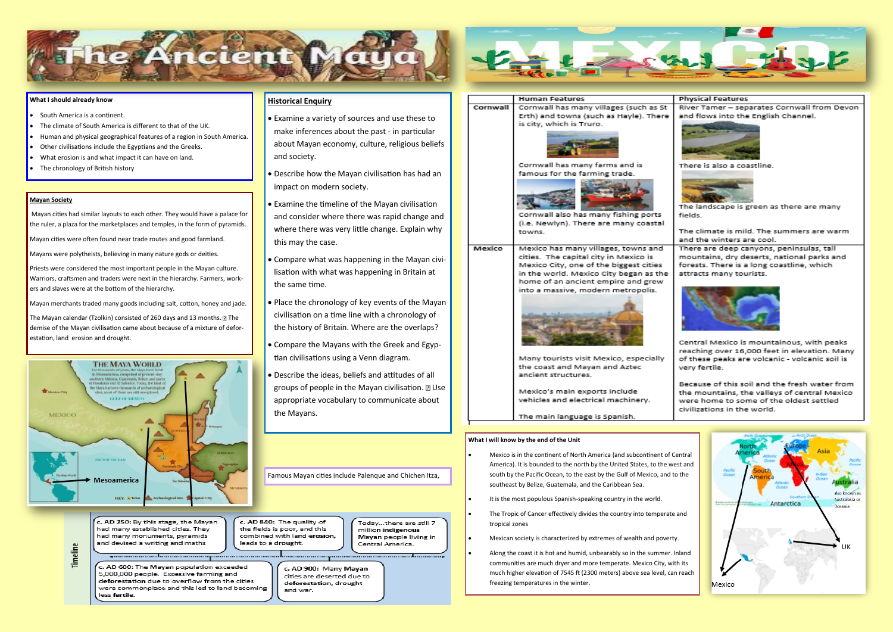# The Ancient Maya

# MEXICO

### What I should already know

- South America is a continent.
- The climate of South America is different to that of the UK.
- Human and physical geographical features of a region in South America.
- Other civilisations include the Egyptians and the Greeks.
- What erosion is and what impact it can have on land.
- The chronology of British history

### Mayan Society

Mayan cities had similar layouts to each other. They would have a palace for the ruler, a plaza for the marketplaces and temples, in the form of pyramids.

Mayan cities were often found near trade routes and good farmland.

Mayans were polytheists, believing in many nature gods or deities.

Priests were considered the most important people in the Mayan culture. Warriors, craftsmen and traders were next in the hierarchy. Farmers, workers and slaves were at the bottom of the hierarchy.

Mayan merchants traded many goods including salt, cotton, honey and jade.

The Mayan calendar (Tzolkin) consisted of 260 days and 13 months. The demise of the Mayan civilisation came about because of a mixture of deforestation, land erosion and drought.

### Historical Enquiry

- Examine a variety of sources and use these to make inferences about the past - in particular about Mayan economy, culture, religious beliefs and society.
- Describe how the Mayan civilisation has had an impact on modern society.
- Examine the timeline of the Mayan civilisation and consider where there was rapid change and where there was very little change. Explain why this may be the case.
- Compare what was happening in the Mayan civilisation with what was happening in Britain at the same time.
- Place the chronology of key events of the Mayan civilisation on a time line with a chronology of the history of Britain. Where are the overlaps?
- Compare the Mayans with the Greek and Egyptian civilisations using a Venn diagram.
- Describe the ideas, beliefs and attitudes of all groups of people in the Mayan civilisation. Use appropriate vocabulary to communicate about the Mayans.

THE MAYA WORLD

For thousands of years, the Maya have lived in Mesoamerica, comprised of present-day southern Mexico, Guatemala, Belize, and parts of Honduras and El Salvador. Today, the land of the Maya harbors thousands of archaeological sites, most of them are still unexplored.

MEXICO

Mexico City

GULF OF MEXICO

PACIFIC OCEAN

Mesoamerica

KEY: Town Archaeological Site Capital City

Famous Mayan cities include Palenque and Chichen Itza,

### Timeline

- c. AD 250: By this stage, the Mayan had many established cities. They had many monuments, pyramids and devised a writing and maths
- c. AD 600: The Mayan population exceeded 5,000,000 people. Excessive farming and **deforestation** due to overflow from the cities were commonplace and this led to land becoming less **fertile**.
- c. AD 840: The quality of the fields is poor, and this combined with land **erosion**, leads to a **drought**.
- c. AD 900: Many Mayan cities are deserted due to **deforestation**, drought and war.
- Today...there are still 7 million **indigenous Mayan** people living in Central America.

| | Human Features | Physical Features |
|---|---|---|
| Cornwall | Cornwall has many villages (such as St Erth) and towns (such as Hayle). There is city, which is Truro.<br><br>Cornwall has many farms and is famous for the farming trade.<br><br>Cornwall also has many fishing ports (i.e. Newlyn). There are many coastal towns. | River Tamer – separates Cornwall from Devon and flows into the English Channel.<br><br>There is also a coastline.<br><br>The landscape is green as there are many fields.<br><br>The climate is mild. The summers are warm and the winters are cool. |
| Mexico | Mexico has many villages, towns and cities. The capital city in Mexico is Mexico City, one of the biggest cities in the world. Mexico City began as the home of an ancient empire and grew into a massive, modern metropolis.<br><br>Many tourists visit Mexico, especially the coast and Mayan and Aztec ancient structures.<br><br>Mexico's main exports include vehicles and electrical machinery.<br><br>The main language is Spanish. | There are deep canyons, peninsulas, tall mountains, dry deserts, national parks and forests. There is a long coastline, which attracts many tourists.<br><br>Central Mexico is mountainous, with peaks reaching over 16,000 feet in elevation. Many of these peaks are volcanic - volcanic soil is very fertile.<br><br>Because of this soil and the fresh water from the mountains, the valleys of central Mexico were home to some of the oldest settled civilizations in the world. |

### What I will know by the end of the Unit

- Mexico is in the continent of North America (and subcontinent of Central America). It is bounded to the north by the United States, to the west and south by the Pacific Ocean, to the east by the Gulf of Mexico, and to the southeast by Belize, Guatemala, and the Caribbean Sea.
- It is the most populous Spanish-speaking country in the world.
- The Tropic of Cancer effectively divides the country into temperate and tropical zones
- Mexican society is characterized by extremes of wealth and poverty.
- Along the coast it is hot and humid, unbearably so in the summer. Inland communities are much dryer and more temperate. Mexico City, with its much higher elevation of 7545 ft (2300 meters) above sea level, can reach freezing temperatures in the winter.

North America
Europe
Asia
Africa
South America
Australia also known as Australasia or Oceania
Antarctica
Pacific Ocean
Atlantic Ocean
Indian Ocean
Southern Ocean
Arctic Ocean
UK
Mexico